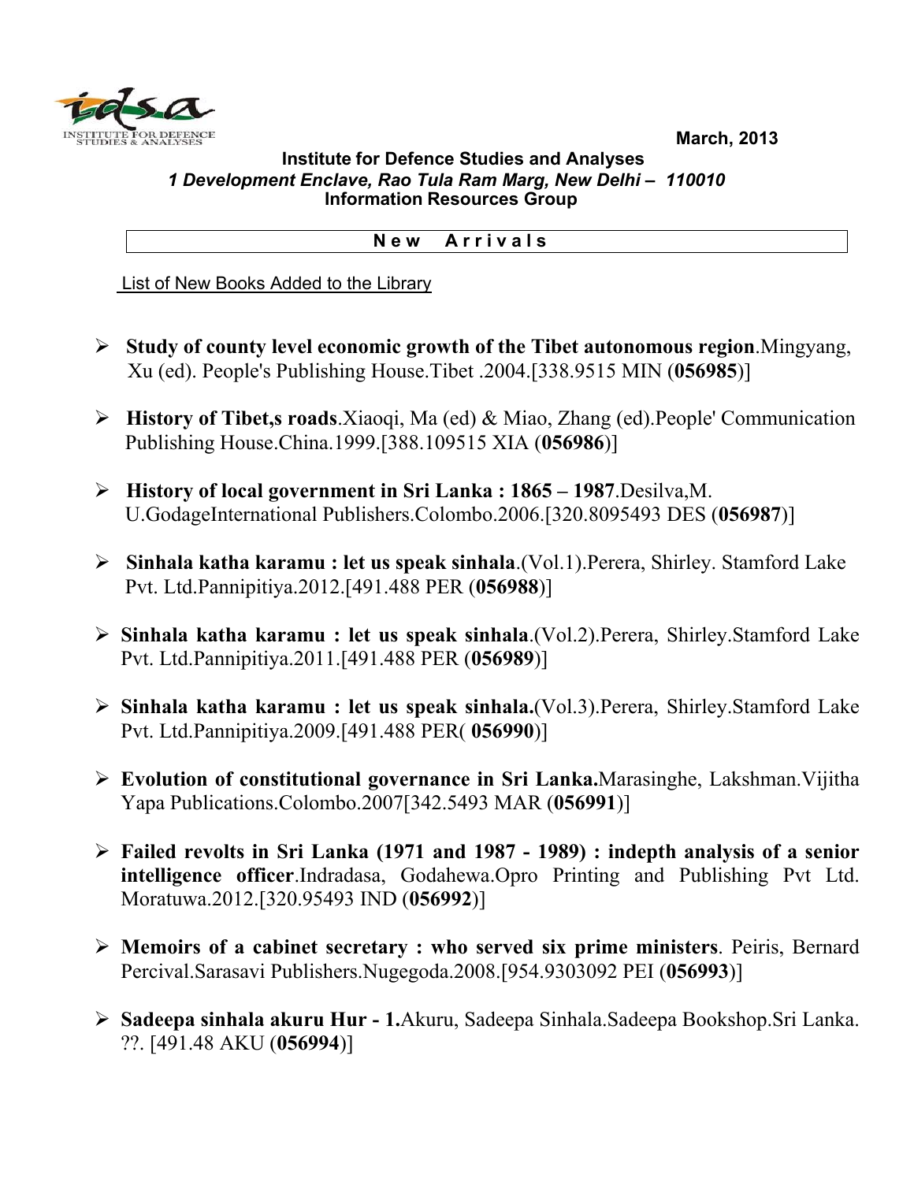March, 2013

**Institute for Defence Studies and Analyses**

***1 Development Enclave, Rao Tula Ram Marg, New Delhi – 110010***

**Information Resources Group**

**N e w   A r r i v a l s**

List of New Books Added to the Library

- **Study of county level economic growth of the Tibet autonomous region**.Mingyang, Xu (ed). People's Publishing House.Tibet .2004.[338.9515 MIN (**056985**)]
- **History of Tibet,s roads**.Xiaoqi, Ma (ed) & Miao, Zhang (ed).People' Communication Publishing House.China.1999.[388.109515 XIA (**056986**)]
- **History of local government in Sri Lanka : 1865 – 1987**.Desilva,M. U.GodageInternational Publishers.Colombo.2006.[320.8095493 DES (**056987**)]
- **Sinhala katha karamu : let us speak sinhala**.(Vol.1).Perera, Shirley. Stamford Lake Pvt. Ltd.Pannipitiya.2012.[491.488 PER (**056988**)]
- **Sinhala katha karamu : let us speak sinhala**.(Vol.2).Perera, Shirley.Stamford Lake Pvt. Ltd.Pannipitiya.2011.[491.488 PER (**056989**)]
- **Sinhala katha karamu : let us speak sinhala.**(Vol.3).Perera, Shirley.Stamford Lake Pvt. Ltd.Pannipitiya.2009.[491.488 PER( **056990**)]
- **Evolution of constitutional governance in Sri Lanka.**Marasinghe, Lakshman.Vijitha Yapa Publications.Colombo.2007[342.5493 MAR (**056991**)]
- **Failed revolts in Sri Lanka (1971 and 1987 - 1989) : indepth analysis of a senior intelligence officer**.Indradasa, Godahewa.Opro Printing and Publishing Pvt Ltd. Moratuwa.2012.[320.95493 IND (**056992**)]
- **Memoirs of a cabinet secretary : who served six prime ministers**. Peiris, Bernard Percival.Sarasavi Publishers.Nugegoda.2008.[954.9303092 PEI (**056993**)]
- **Sadeepa sinhala akuru Hur - 1.**Akuru, Sadeepa Sinhala.Sadeepa Bookshop.Sri Lanka. ??. [491.48 AKU (**056994**)]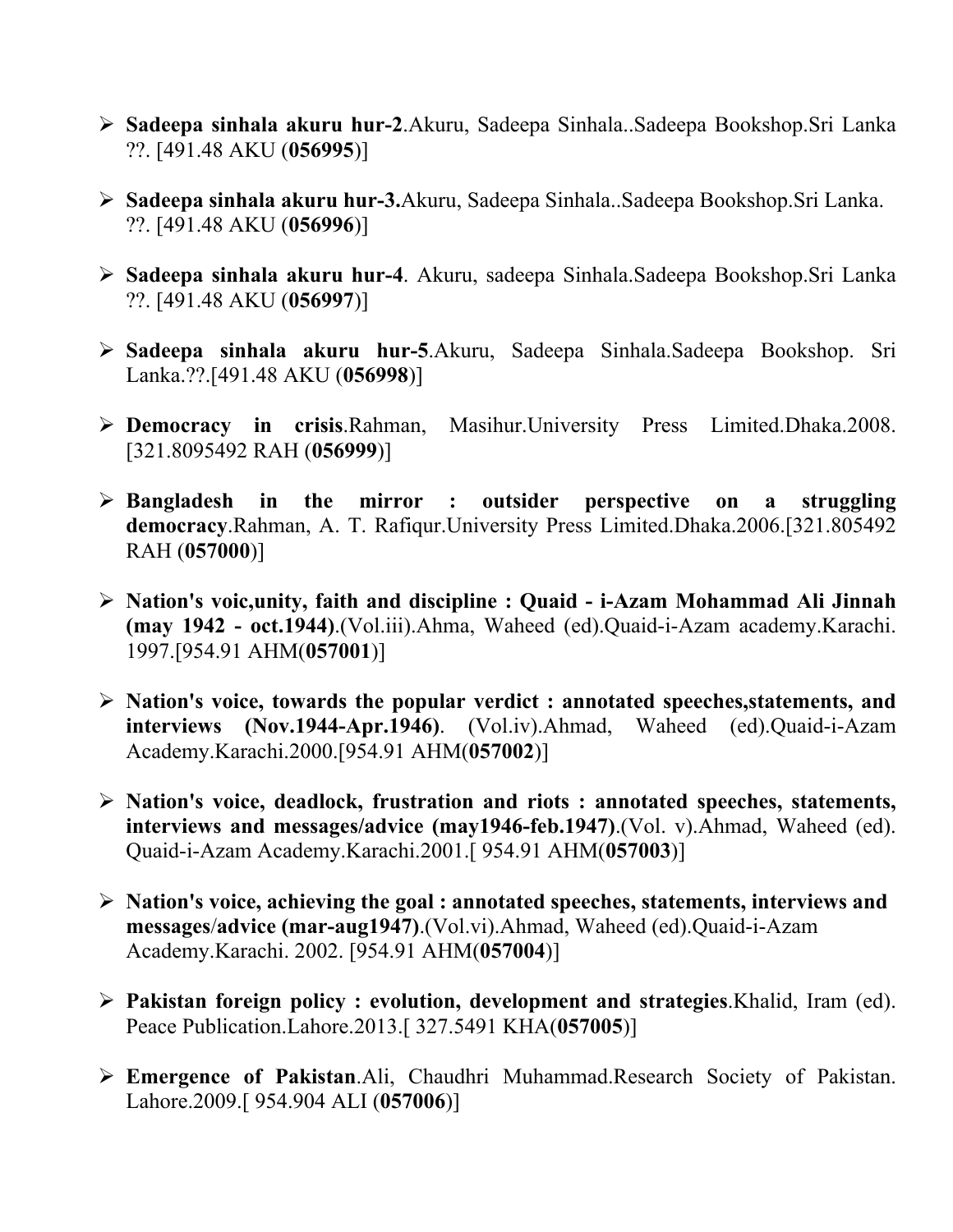- **Sadeepa sinhala akuru hur-2**.Akuru, Sadeepa Sinhala..Sadeepa Bookshop.Sri Lanka ??. [491.48 AKU (**056995**)]

- **Sadeepa sinhala akuru hur-3.**Akuru, Sadeepa Sinhala..Sadeepa Bookshop.Sri Lanka. ??. [491.48 AKU (**056996**)]

- **Sadeepa sinhala akuru hur-4**. Akuru, sadeepa Sinhala.Sadeepa Bookshop.Sri Lanka ??. [491.48 AKU (**056997**)]

- **Sadeepa sinhala akuru hur-5**.Akuru, Sadeepa Sinhala.Sadeepa Bookshop. Sri Lanka.??.[491.48 AKU (**056998**)]

- **Democracy in crisis**.Rahman, Masihur.University Press Limited.Dhaka.2008. [321.8095492 RAH (**056999**)]

- **Bangladesh in the mirror : outsider perspective on a struggling democracy**.Rahman, A. T. Rafiqur.University Press Limited.Dhaka.2006.[321.805492 RAH (**057000**)]

- **Nation's voic,unity, faith and discipline : Quaid - i-Azam Mohammad Ali Jinnah (may 1942 - oct.1944)**.(Vol.iii).Ahma, Waheed (ed).Quaid-i-Azam academy.Karachi. 1997.[954.91 AHM(**057001**)]

- **Nation's voice, towards the popular verdict : annotated speeches,statements, and interviews (Nov.1944-Apr.1946)**. (Vol.iv).Ahmad, Waheed (ed).Quaid-i-Azam Academy.Karachi.2000.[954.91 AHM(**057002**)]

- **Nation's voice, deadlock, frustration and riots : annotated speeches, statements, interviews and messages/advice (may1946-feb.1947)**.(Vol. v).Ahmad, Waheed (ed). Quaid-i-Azam Academy.Karachi.2001.[ 954.91 AHM(**057003**)]

- **Nation's voice, achieving the goal : annotated speeches, statements, interviews and messages/advice (mar-aug1947)**.(Vol.vi).Ahmad, Waheed (ed).Quaid-i-Azam Academy.Karachi. 2002. [954.91 AHM(**057004**)]

- **Pakistan foreign policy : evolution, development and strategies**.Khalid, Iram (ed). Peace Publication.Lahore.2013.[ 327.5491 KHA(**057005**)]

- **Emergence of Pakistan**.Ali, Chaudhri Muhammad.Research Society of Pakistan. Lahore.2009.[ 954.904 ALI (**057006**)]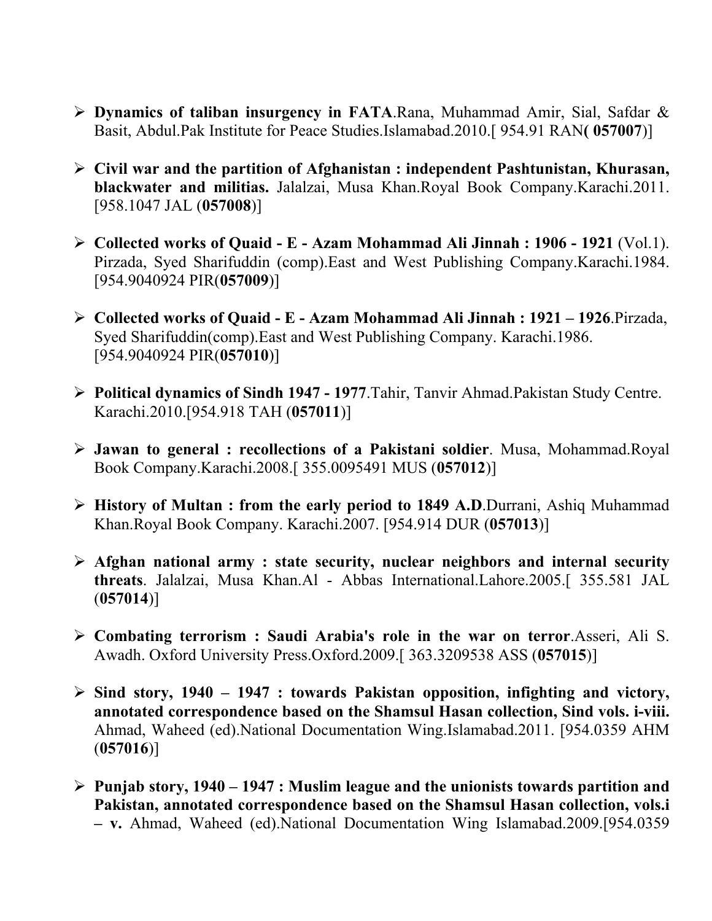- **Dynamics of taliban insurgency in FATA**.Rana, Muhammad Amir, Sial, Safdar & Basit, Abdul.Pak Institute for Peace Studies.Islamabad.2010.[ 954.91 RAN**( 057007**)]

- **Civil war and the partition of Afghanistan : independent Pashtunistan, Khurasan, blackwater and militias.** Jalalzai, Musa Khan.Royal Book Company.Karachi.2011. [958.1047 JAL (**057008**)]

- **Collected works of Quaid - E - Azam Mohammad Ali Jinnah : 1906 - 1921** (Vol.1). Pirzada, Syed Sharifuddin (comp).East and West Publishing Company.Karachi.1984. [954.9040924 PIR(**057009**)]

- **Collected works of Quaid - E - Azam Mohammad Ali Jinnah : 1921 – 1926**.Pirzada, Syed Sharifuddin(comp).East and West Publishing Company. Karachi.1986. [954.9040924 PIR(**057010**)]

- **Political dynamics of Sindh 1947 - 1977**.Tahir, Tanvir Ahmad.Pakistan Study Centre. Karachi.2010.[954.918 TAH (**057011**)]

- **Jawan to general : recollections of a Pakistani soldier**. Musa, Mohammad.Royal Book Company.Karachi.2008.[ 355.0095491 MUS (**057012**)]

- **History of Multan : from the early period to 1849 A.D**.Durrani, Ashiq Muhammad Khan.Royal Book Company. Karachi.2007. [954.914 DUR (**057013**)]

- **Afghan national army : state security, nuclear neighbors and internal security threats**. Jalalzai, Musa Khan.Al - Abbas International.Lahore.2005.[ 355.581 JAL (**057014**)]

- **Combating terrorism : Saudi Arabia's role in the war on terror**.Asseri, Ali S. Awadh. Oxford University Press.Oxford.2009.[ 363.3209538 ASS (**057015**)]

- **Sind story, 1940 – 1947 : towards Pakistan opposition, infighting and victory, annotated correspondence based on the Shamsul Hasan collection, Sind vols. i-viii.** Ahmad, Waheed (ed).National Documentation Wing.Islamabad.2011. [954.0359 AHM (**057016**)]

- **Punjab story, 1940 – 1947 : Muslim league and the unionists towards partition and Pakistan, annotated correspondence based on the Shamsul Hasan collection, vols.i – v.** Ahmad, Waheed (ed).National Documentation Wing Islamabad.2009.[954.0359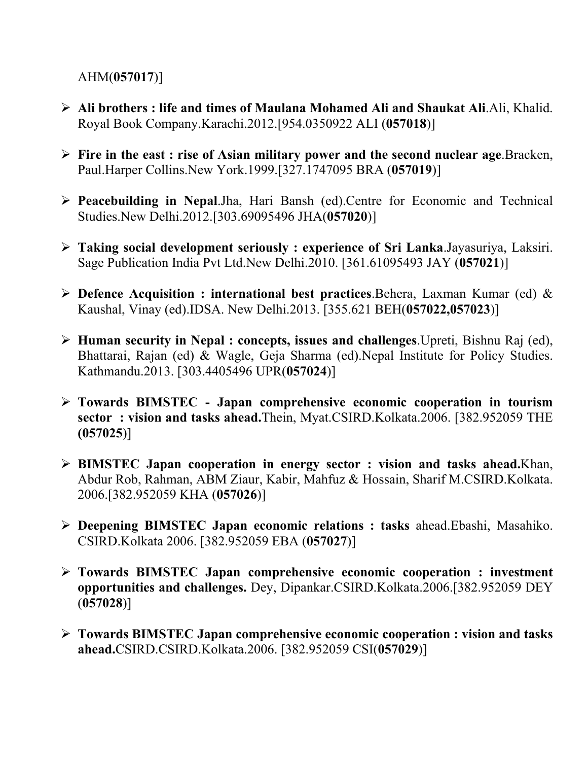AHM(**057017**)]

- **Ali brothers : life and times of Maulana Mohamed Ali and Shaukat Ali**.Ali, Khalid. Royal Book Company.Karachi.2012.[954.0350922 ALI (**057018**)]

- **Fire in the east : rise of Asian military power and the second nuclear age**.Bracken, Paul.Harper Collins.New York.1999.[327.1747095 BRA (**057019**)]

- **Peacebuilding in Nepal**.Jha, Hari Bansh (ed).Centre for Economic and Technical Studies.New Delhi.2012.[303.69095496 JHA(**057020**)]

- **Taking social development seriously : experience of Sri Lanka**.Jayasuriya, Laksiri. Sage Publication India Pvt Ltd.New Delhi.2010. [361.61095493 JAY (**057021**)]

- **Defence Acquisition : international best practices**.Behera, Laxman Kumar (ed) & Kaushal, Vinay (ed).IDSA. New Delhi.2013. [355.621 BEH(**057022,057023**)]

- **Human security in Nepal : concepts, issues and challenges**.Upreti, Bishnu Raj (ed), Bhattarai, Rajan (ed) & Wagle, Geja Sharma (ed).Nepal Institute for Policy Studies. Kathmandu.2013. [303.4405496 UPR(**057024**)]

- **Towards BIMSTEC - Japan comprehensive economic cooperation in tourism sector : vision and tasks ahead.**Thein, Myat.CSIRD.Kolkata.2006. [382.952059 THE **(057025**)]

- **BIMSTEC Japan cooperation in energy sector : vision and tasks ahead.**Khan, Abdur Rob, Rahman, ABM Ziaur, Kabir, Mahfuz & Hossain, Sharif M.CSIRD.Kolkata. 2006.[382.952059 KHA (**057026**)]

- **Deepening BIMSTEC Japan economic relations : tasks** ahead.Ebashi, Masahiko. CSIRD.Kolkata 2006. [382.952059 EBA (**057027**)]

- **Towards BIMSTEC Japan comprehensive economic cooperation : investment opportunities and challenges.** Dey, Dipankar.CSIRD.Kolkata.2006.[382.952059 DEY (**057028**)]

- **Towards BIMSTEC Japan comprehensive economic cooperation : vision and tasks ahead.**CSIRD.CSIRD.Kolkata.2006. [382.952059 CSI(**057029**)]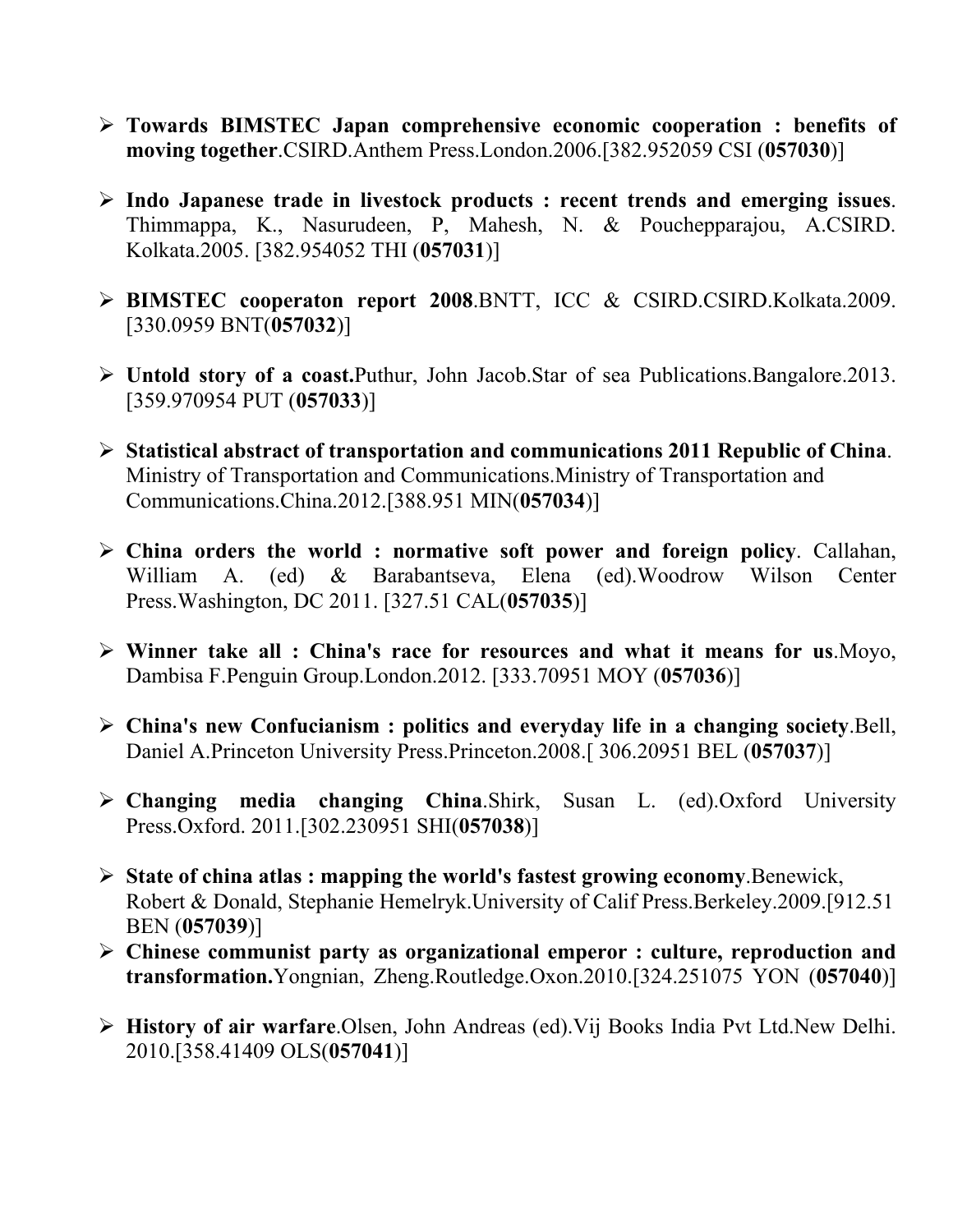- **Towards BIMSTEC Japan comprehensive economic cooperation : benefits of moving together**.CSIRD.Anthem Press.London.2006.[382.952059 CSI (**057030**)]

- **Indo Japanese trade in livestock products : recent trends and emerging issues**. Thimmappa, K., Nasurudeen, P, Mahesh, N. & Pouchepparajou, A.CSIRD. Kolkata.2005. [382.954052 THI (**057031**)]

- **BIMSTEC cooperaton report 2008**.BNTT, ICC & CSIRD.CSIRD.Kolkata.2009. [330.0959 BNT(**057032**)]

- **Untold story of a coast.**Puthur, John Jacob.Star of sea Publications.Bangalore.2013. [359.970954 PUT (**057033**)]

- **Statistical abstract of transportation and communications 2011 Republic of China**. Ministry of Transportation and Communications.Ministry of Transportation and Communications.China.2012.[388.951 MIN(**057034**)]

- **China orders the world : normative soft power and foreign policy**. Callahan, William A. (ed) & Barabantseva, Elena (ed).Woodrow Wilson Center Press.Washington, DC 2011. [327.51 CAL(**057035**)]

- **Winner take all : China's race for resources and what it means for us**.Moyo, Dambisa F.Penguin Group.London.2012. [333.70951 MOY (**057036**)]

- **China's new Confucianism : politics and everyday life in a changing society**.Bell, Daniel A.Princeton University Press.Princeton.2008.[ 306.20951 BEL (**057037**)]

- **Changing media changing China**.Shirk, Susan L. (ed).Oxford University Press.Oxford. 2011.[302.230951 SHI(**057038**)]

- **State of china atlas : mapping the world's fastest growing economy**.Benewick, Robert & Donald, Stephanie Hemelryk.University of Calif Press.Berkeley.2009.[912.51 BEN (**057039**)]

- **Chinese communist party as organizational emperor : culture, reproduction and transformation.**Yongnian, Zheng.Routledge.Oxon.2010.[324.251075 YON (**057040**)]

- **History of air warfare**.Olsen, John Andreas (ed).Vij Books India Pvt Ltd.New Delhi. 2010.[358.41409 OLS(**057041**)]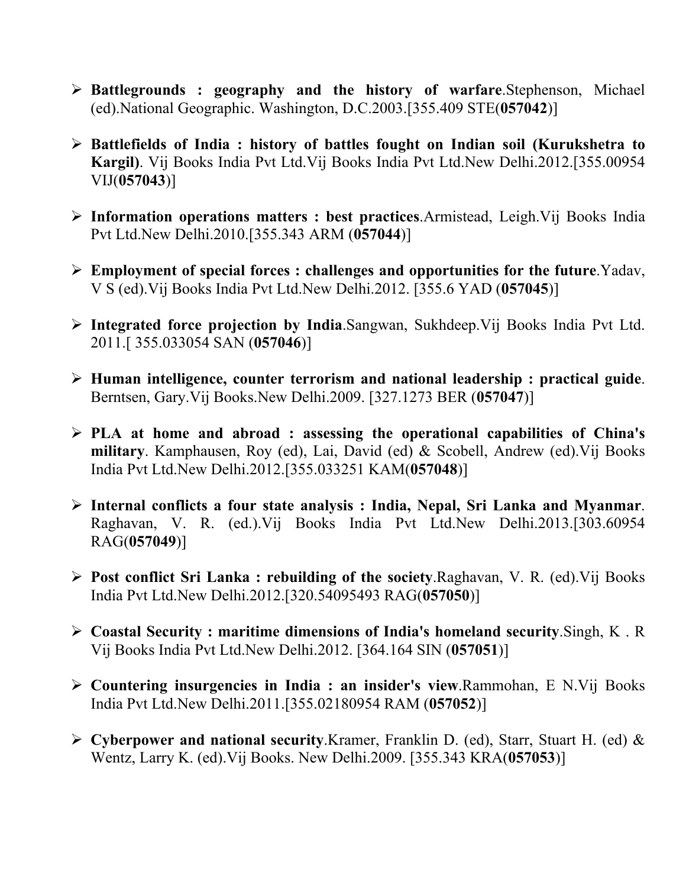- **Battlegrounds : geography and the history of warfare**.Stephenson, Michael (ed).National Geographic. Washington, D.C.2003.[355.409 STE(**057042**)]

- **Battlefields of India : history of battles fought on Indian soil (Kurukshetra to Kargil)**. Vij Books India Pvt Ltd.Vij Books India Pvt Ltd.New Delhi.2012.[355.00954 VIJ(**057043**)]

- **Information operations matters : best practices**.Armistead, Leigh.Vij Books India Pvt Ltd.New Delhi.2010.[355.343 ARM (**057044**)]

- **Employment of special forces : challenges and opportunities for the future**.Yadav, V S (ed).Vij Books India Pvt Ltd.New Delhi.2012. [355.6 YAD (**057045**)]

- **Integrated force projection by India**.Sangwan, Sukhdeep.Vij Books India Pvt Ltd. 2011.[ 355.033054 SAN (**057046**)]

- **Human intelligence, counter terrorism and national leadership : practical guide**. Berntsen, Gary.Vij Books.New Delhi.2009. [327.1273 BER (**057047**)]

- **PLA at home and abroad : assessing the operational capabilities of China's military**. Kamphausen, Roy (ed), Lai, David (ed) & Scobell, Andrew (ed).Vij Books India Pvt Ltd.New Delhi.2012.[355.033251 KAM(**057048**)]

- **Internal conflicts a four state analysis : India, Nepal, Sri Lanka and Myanmar**. Raghavan, V. R. (ed.).Vij Books India Pvt Ltd.New Delhi.2013.[303.60954 RAG(**057049**)]

- **Post conflict Sri Lanka : rebuilding of the society**.Raghavan, V. R. (ed).Vij Books India Pvt Ltd.New Delhi.2012.[320.54095493 RAG(**057050**)]

- **Coastal Security : maritime dimensions of India's homeland security**.Singh, K . R Vij Books India Pvt Ltd.New Delhi.2012. [364.164 SIN (**057051**)]

- **Countering insurgencies in India : an insider's view**.Rammohan, E N.Vij Books India Pvt Ltd.New Delhi.2011.[355.02180954 RAM (**057052**)]

- **Cyberpower and national security**.Kramer, Franklin D. (ed), Starr, Stuart H. (ed) & Wentz, Larry K. (ed).Vij Books. New Delhi.2009. [355.343 KRA(**057053**)]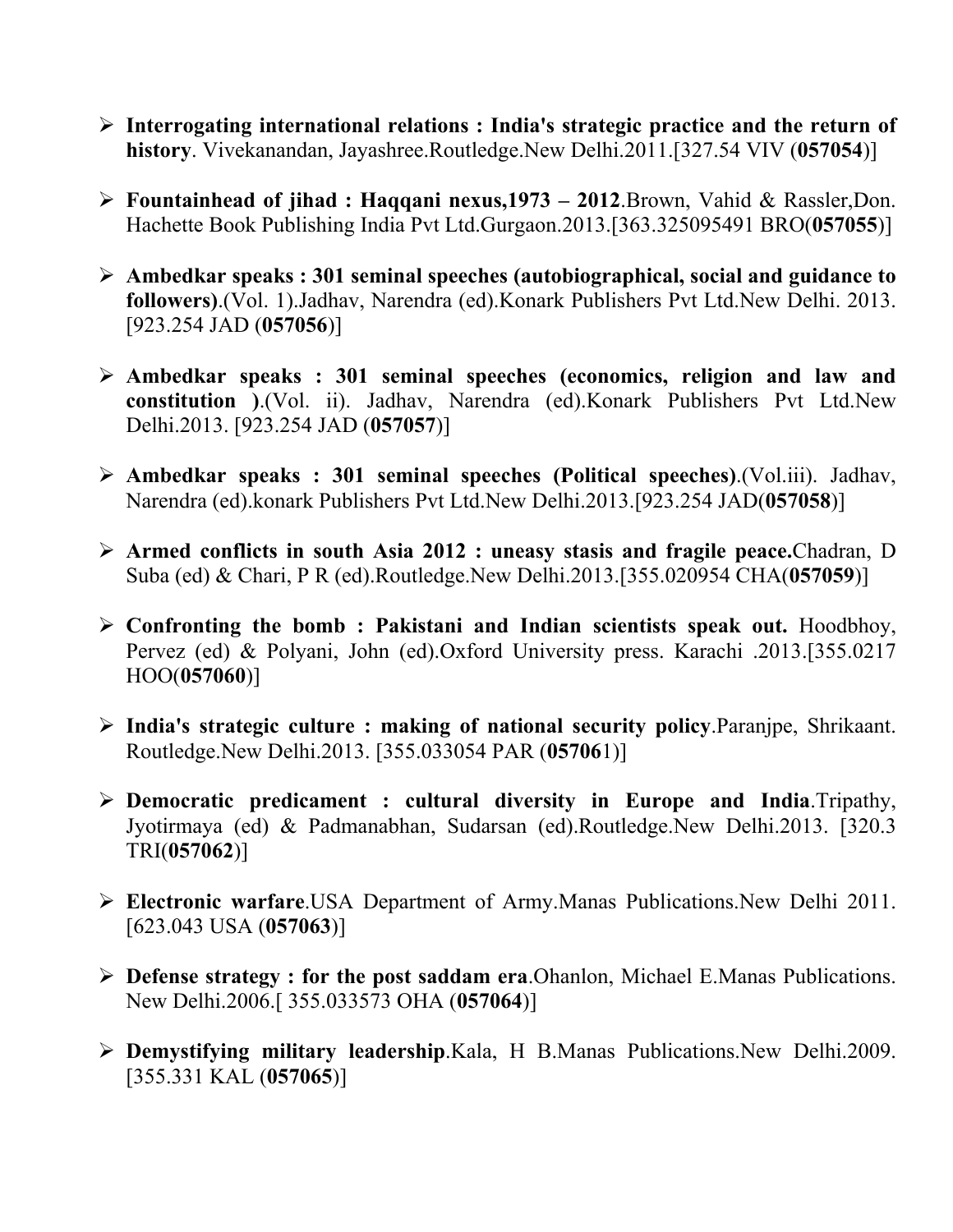- **Interrogating international relations : India's strategic practice and the return of history**. Vivekanandan, Jayashree.Routledge.New Delhi.2011.[327.54 VIV (**057054**)]

- **Fountainhead of jihad : Haqqani nexus,1973 – 2012**.Brown, Vahid & Rassler,Don. Hachette Book Publishing India Pvt Ltd.Gurgaon.2013.[363.325095491 BRO(**057055**)]

- **Ambedkar speaks : 301 seminal speeches (autobiographical, social and guidance to followers)**.(Vol. 1).Jadhav, Narendra (ed).Konark Publishers Pvt Ltd.New Delhi. 2013. [923.254 JAD (**057056**)]

- **Ambedkar speaks : 301 seminal speeches (economics, religion and law and constitution )**.(Vol. ii). Jadhav, Narendra (ed).Konark Publishers Pvt Ltd.New Delhi.2013. [923.254 JAD (**057057**)]

- **Ambedkar speaks : 301 seminal speeches (Political speeches)**.(Vol.iii). Jadhav, Narendra (ed).konark Publishers Pvt Ltd.New Delhi.2013.[923.254 JAD(**057058**)]

- **Armed conflicts in south Asia 2012 : uneasy stasis and fragile peace.**Chadran, D Suba (ed) & Chari, P R (ed).Routledge.New Delhi.2013.[355.020954 CHA(**057059**)]

- **Confronting the bomb : Pakistani and Indian scientists speak out.** Hoodbhoy, Pervez (ed) & Polyani, John (ed).Oxford University press. Karachi .2013.[355.0217 HOO(**057060**)]

- **India's strategic culture : making of national security policy**.Paranjpe, Shrikaant. Routledge.New Delhi.2013. [355.033054 PAR (**05706**1)]

- **Democratic predicament : cultural diversity in Europe and India**.Tripathy, Jyotirmaya (ed) & Padmanabhan, Sudarsan (ed).Routledge.New Delhi.2013. [320.3 TRI(**057062**)]

- **Electronic warfare**.USA Department of Army.Manas Publications.New Delhi 2011. [623.043 USA (**057063**)]

- **Defense strategy : for the post saddam era**.Ohanlon, Michael E.Manas Publications. New Delhi.2006.[ 355.033573 OHA (**057064**)]

- **Demystifying military leadership**.Kala, H B.Manas Publications.New Delhi.2009. [355.331 KAL (**057065**)]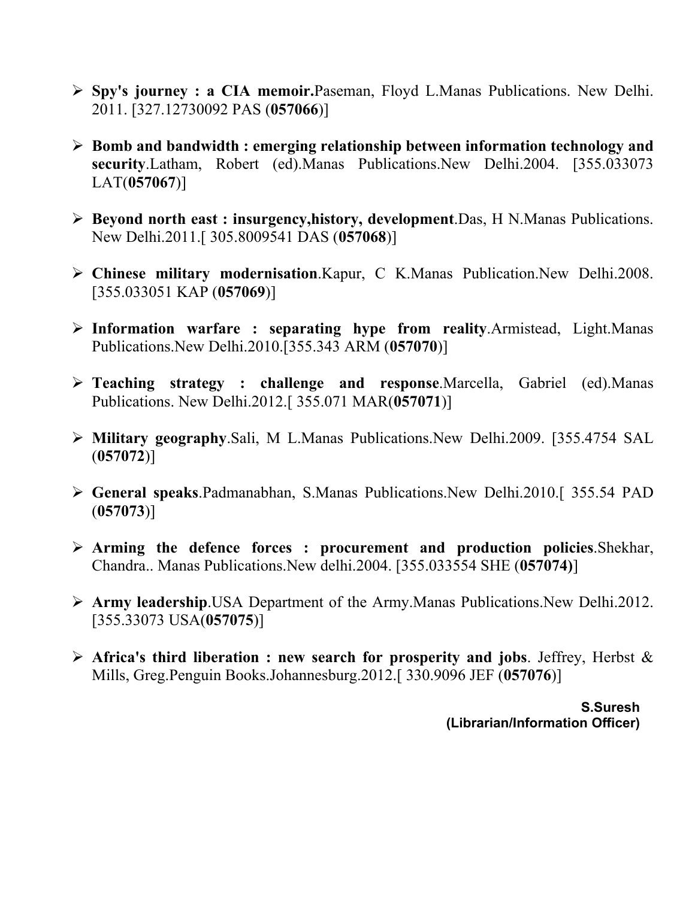- **Spy's journey : a CIA memoir.**Paseman, Floyd L.Manas Publications. New Delhi. 2011. [327.12730092 PAS (**057066**)]

- **Bomb and bandwidth : emerging relationship between information technology and security**.Latham, Robert (ed).Manas Publications.New Delhi.2004. [355.033073 LAT(**057067**)]

- **Beyond north east : insurgency,history, development**.Das, H N.Manas Publications. New Delhi.2011.[ 305.8009541 DAS (**057068**)]

- **Chinese military modernisation**.Kapur, C K.Manas Publication.New Delhi.2008. [355.033051 KAP (**057069**)]

- **Information warfare : separating hype from reality**.Armistead, Light.Manas Publications.New Delhi.2010.[355.343 ARM (**057070**)]

- **Teaching strategy : challenge and response**.Marcella, Gabriel (ed).Manas Publications. New Delhi.2012.[ 355.071 MAR(**057071**)]

- **Military geography**.Sali, M L.Manas Publications.New Delhi.2009. [355.4754 SAL (**057072**)]

- **General speaks**.Padmanabhan, S.Manas Publications.New Delhi.2010.[ 355.54 PAD (**057073**)]

- **Arming the defence forces : procurement and production policies**.Shekhar, Chandra.. Manas Publications.New delhi.2004. [355.033554 SHE (**057074)**]

- **Army leadership**.USA Department of the Army.Manas Publications.New Delhi.2012. [355.33073 USA(**057075**)]

- **Africa's third liberation : new search for prosperity and jobs**. Jeffrey, Herbst & Mills, Greg.Penguin Books.Johannesburg.2012.[ 330.9096 JEF (**057076**)]

**S.Suresh**
**(Librarian/Information Officer)**